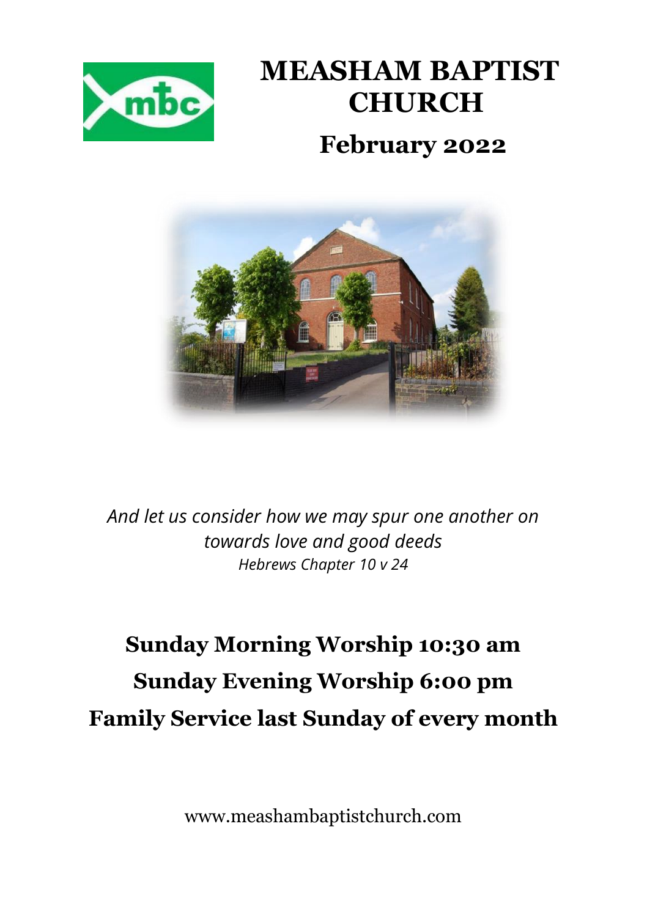# MEASHAM BAPTIST CHURCH

## February 2022

*And let us consider how we may spur one another on towards love and good deeds*
*Hebrews Chapter 10 v 24*

**Sunday Morning Worship 10:30 am**

**Sunday Evening Worship 6:00 pm**

**Family Service last Sunday of every month**

www.meashambaptistchurch.com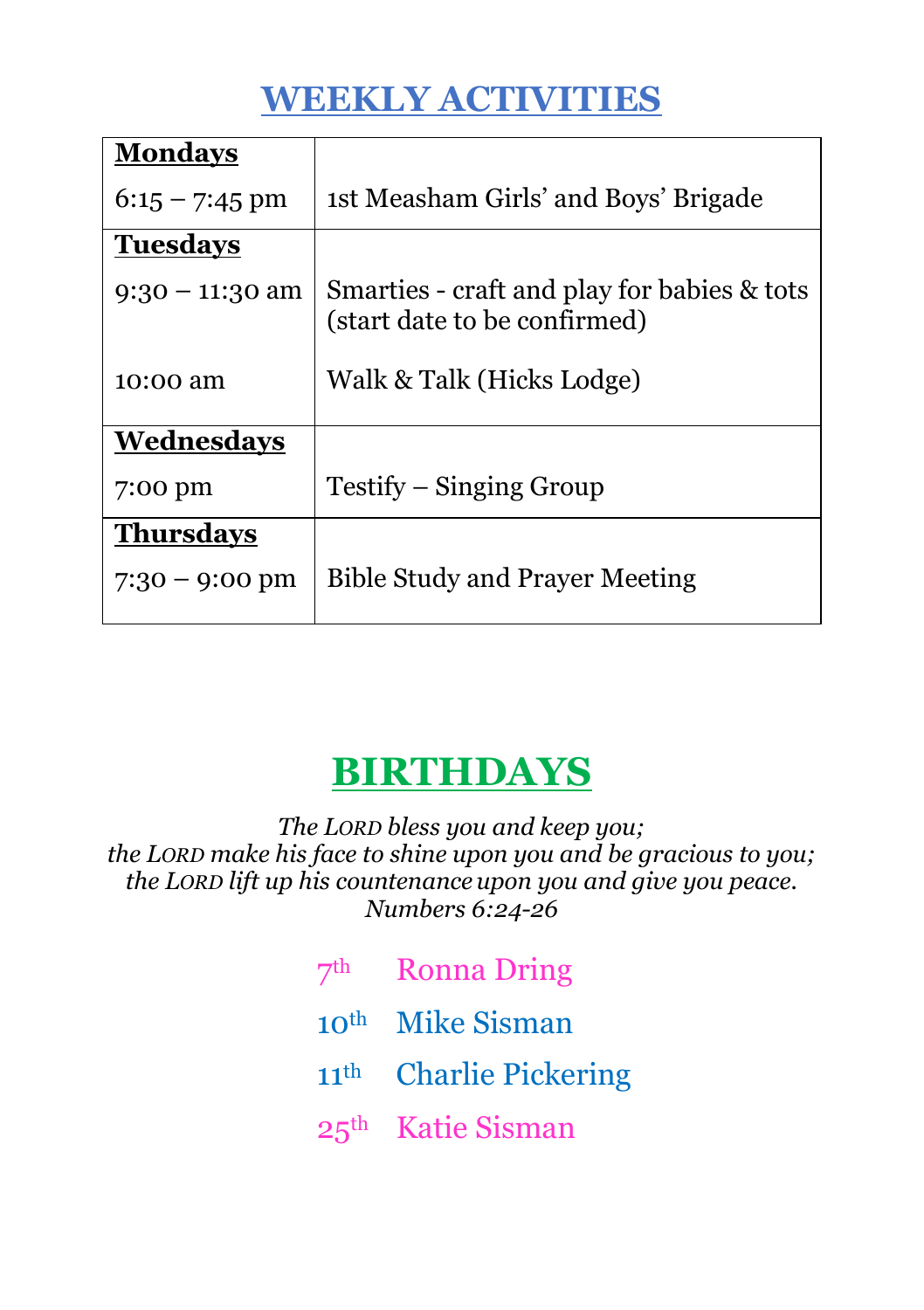# WEEKLY ACTIVITIES

| | |
|---|---|
| **Mondays** | |
| 6:15 – 7:45 pm | 1st Measham Girls' and Boys' Brigade |
| **Tuesdays** | |
| 9:30 – 11:30 am | Smarties - craft and play for babies & tots (start date to be confirmed) |
| 10:00 am | Walk & Talk (Hicks Lodge) |
| **Wednesdays** | |
| 7:00 pm | Testify – Singing Group |
| **Thursdays** | |
| 7:30 – 9:00 pm | Bible Study and Prayer Meeting |

# BIRTHDAYS

*The LORD bless you and keep you;*
*the LORD make his face to shine upon you and be gracious to you;*
*the LORD lift up his countenance upon you and give you peace.*
*Numbers 6:24-26*

7th Ronna Dring

10th Mike Sisman

11th Charlie Pickering

25th Katie Sisman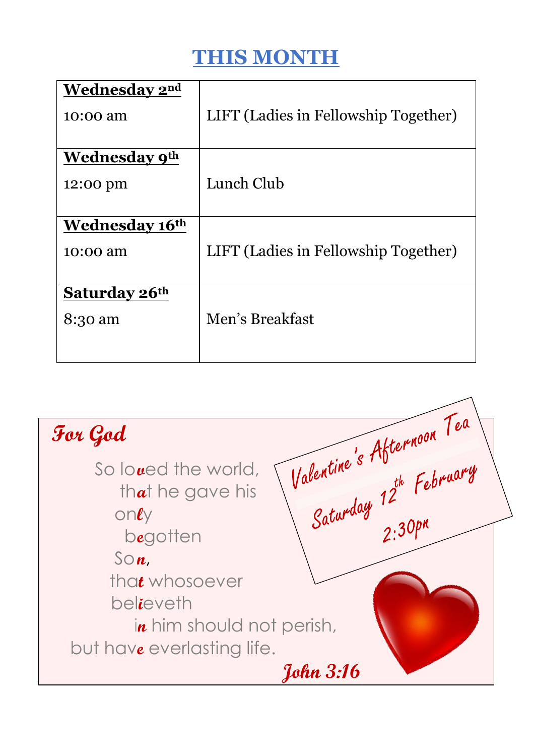# THIS MONTH

| | |
|---|---|
| **Wednesday 2nd**<br>10:00 am | LIFT (Ladies in Fellowship Together) |
| **Wednesday 9th**<br>12:00 pm | Lunch Club |
| **Wednesday 16th**<br>10:00 am | LIFT (Ladies in Fellowship Together) |
| **Saturday 26th**<br>8:30 am | Men's Breakfast |

**For God**

So lo*v*ed the world,
th*a*t he gave his
on*l*y
b*e*gotten
So*n*,
tha*t* whosoever
bel*i*eveth
i*n* him should not perish,
but hav*e* everlasting life.

**John 3:16**

Valentine's Afternoon Tea
Saturday 12th February
2:30pm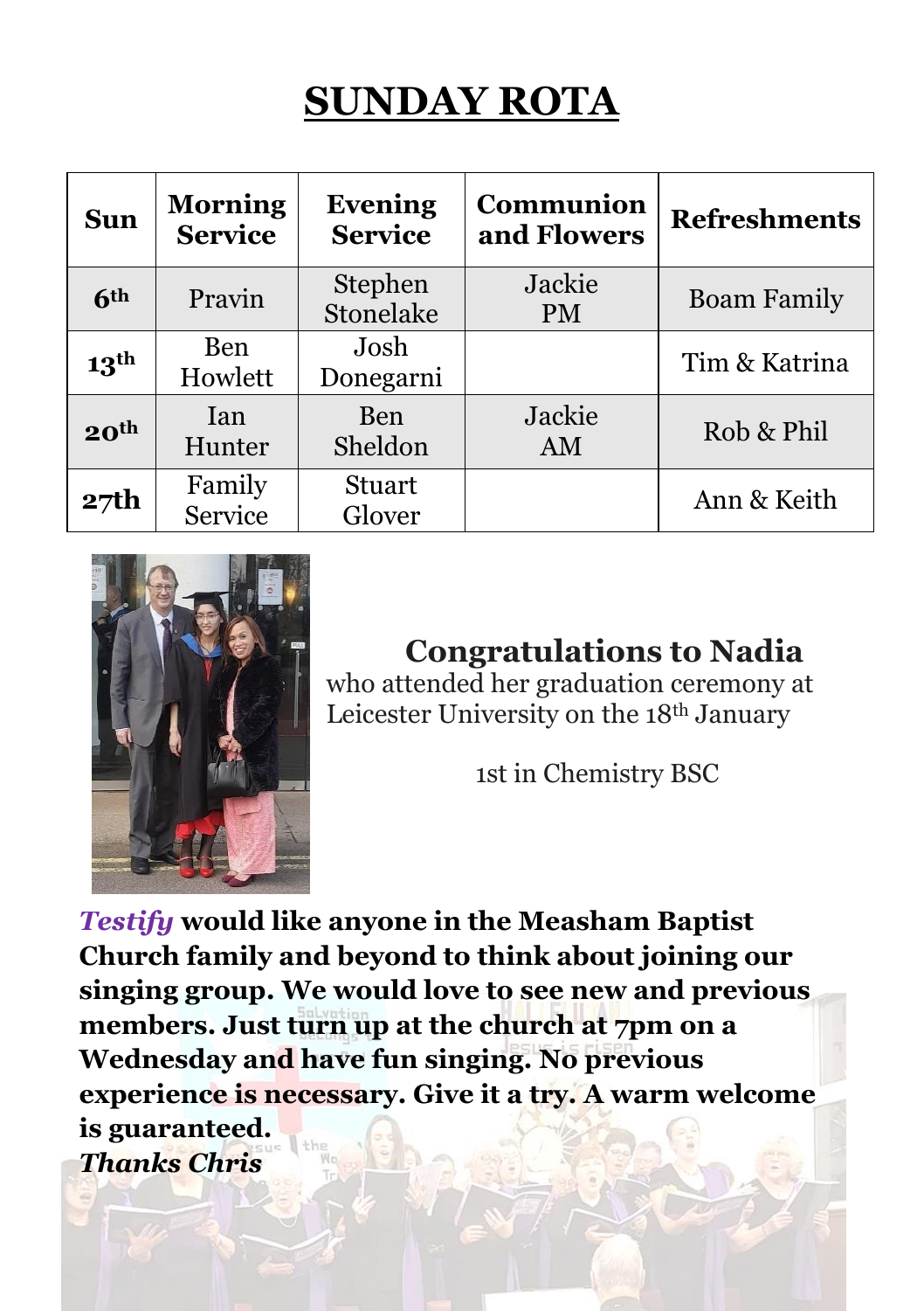# SUNDAY ROTA

| Sun | Morning Service | Evening Service | Communion and Flowers | Refreshments |
|---|---|---|---|---|
| 6th | Pravin | Stephen Stonelake | Jackie PM | Boam Family |
| 13th | Ben Howlett | Josh Donegarni | | Tim & Katrina |
| 20th | Ian Hunter | Ben Sheldon | Jackie AM | Rob & Phil |
| 27th | Family Service | Stuart Glover | | Ann & Keith |

## Congratulations to Nadia

who attended her graduation ceremony at Leicester University on the 18th January

1st in Chemistry BSC

***Testify*** **would like anyone in the Measham Baptist Church family and beyond to think about joining our singing group. We would love to see new and previous members. Just turn up at the church at 7pm on a Wednesday and have fun singing. No previous experience is necessary. Give it a try. A warm welcome is guaranteed.**

***Thanks Chris***